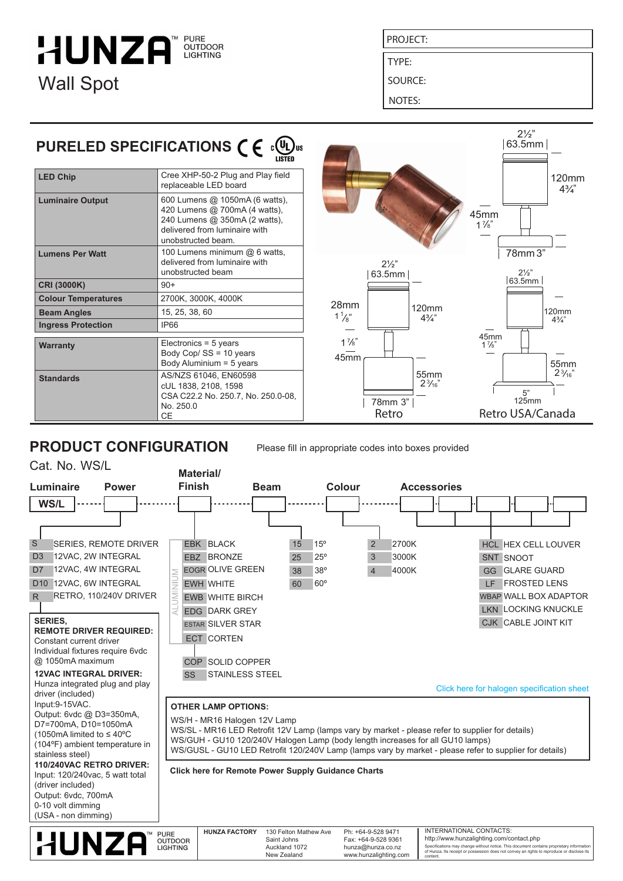# HUNZA™ PURE OUTDOOR LIGHTING

## Wall Spot

| PROJECT: |
|---|
| TYPE: |
| SOURCE: |
| NOTES: |

## PURELED SPECIFICATIONS

| | |
|---|---|
| **LED Chip** | Cree XHP-50-2 Plug and Play field replaceable LED board |
| **Luminaire Output** | 600 Lumens @ 1050mA (6 watts), 420 Lumens @ 700mA (4 watts), 240 Lumens @ 350mA (2 watts), delivered from luminaire with unobstructed beam. |
| **Lumens Per Watt** | 100 Lumens minimum @ 6 watts, delivered from luminaire with unobstructed beam |
| **CRI (3000K)** | 90+ |
| **Colour Temperatures** | 2700K, 3000K, 4000K |
| **Beam Angles** | 15, 25, 38, 60 |
| **Ingress Protection** | IP66 |
| **Warranty** | Electronics = 5 years<br>Body Cop/ SS = 10 years<br>Body Aluminium = 5 years |
| **Standards** | AS/NZS 61046, EN60598<br>cUL 1838, 2108, 1598<br>CSA C22.2 No. 250.7, No. 250.0-08, No. 250.0<br>CE |

Dimensions: 2½" / 63.5mm; 120mm / 4¾"; 45mm / 1⅞"; 78mm 3"

Retro: 2½" / 63.5mm; 28mm / 1⅛"; 120mm / 4¾"; 1⅞" / 45mm; 55mm / 2³⁄₁₆"; 78mm 3"

Retro USA/Canada: 2½" / 63.5mm; 120mm / 4¾"; 45mm / 1⅞"; 55mm / 2³⁄₁₆"; 5" / 125mm

## PRODUCT CONFIGURATION

Please fill in appropriate codes into boxes provided

Cat. No. WS/L

| Luminaire | Power | Material/ Finish | Beam | Colour | Accessories |
|---|---|---|---|---|---|
| WS/L | | | | | |

**Power**

- S — SERIES, REMOTE DRIVER
- D3 — 12VAC, 2W INTEGRAL
- D7 — 12VAC, 4W INTEGRAL
- D10 — 12VAC, 6W INTEGRAL
- R — RETRO, 110/240V DRIVER

**Material/ Finish**

ALUMINIUM:
- EBK — BLACK
- EBZ — BRONZE
- EOGR — OLIVE GREEN
- EWH — WHITE
- EWB — WHITE BIRCH
- EDG — DARK GREY
- ESTAR — SILVER STAR
- ECT — CORTEN

- COP — SOLID COPPER
- SS — STAINLESS STEEL

**Beam**

- 15 — 15º
- 25 — 25º
- 38 — 38º
- 60 — 60º

**Colour**

- 2 — 2700K
- 3 — 3000K
- 4 — 4000K

**Accessories**

- HCL — HEX CELL LOUVER
- SNT — SNOOT
- GG — GLARE GUARD
- LF — FROSTED LENS
- WBAP — WALL BOX ADAPTOR
- LKN — LOCKING KNUCKLE
- CJK — CABLE JOINT KIT

**SERIES, REMOTE DRIVER REQUIRED:** Constant current driver Individual fixtures require 6vdc @ 1050mA maximum

**12VAC INTEGRAL DRIVER:** Hunza integrated plug and play driver (included) Input:9-15VAC. Output: 6vdc @ D3=350mA, D7=700mA, D10=1050mA (1050mA limited to ≤ 40ºC (104ºF) ambient temperature in stainless steel)

**110/240VAC RETRO DRIVER:** Input: 120/240vac, 5 watt total (driver included) Output: 6vdc, 700mA 0-10 volt dimming (USA - non dimming)

Click here for halogen specification sheet

**OTHER LAMP OPTIONS:**

WS/H - MR16 Halogen 12V Lamp
WS/SL - MR16 LED Retrofit 12V Lamp (lamps vary by market - please refer to supplier for details)
WS/GUH - GU10 120/240V Halogen Lamp (body length increases for all GU10 lamps)
WS/GUSL - GU10 LED Retrofit 120/240V Lamp (lamps vary by market - please refer to supplier for details)

**Click here for Remote Power Supply Guidance Charts**

HUNZA™ PURE OUTDOOR LIGHTING

**HUNZA FACTORY** 130 Felton Mathew Ave, Saint Johns, Auckland 1072, New Zealand
Ph: +64-9-528 9471
Fax: +64-9-528 9361
hunza@hunza.co.nz
www.hunzalighting.com

INTERNATIONAL CONTACTS:
http://www.hunzalighting.com/contact.php
Specifications may change without notice. This document contains proprietary information of Hunza. Its receipt or possession does not convey an rights to reproduce or disclose its content.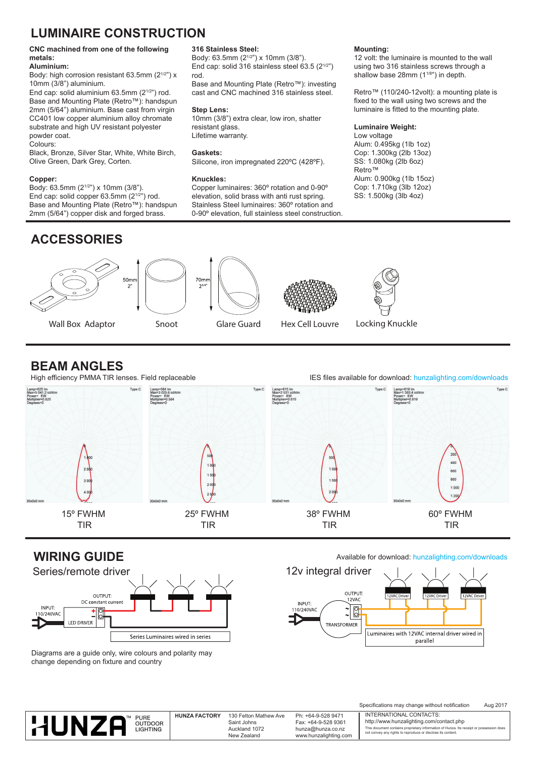## LUMINAIRE CONSTRUCTION

**CNC machined from one of the following metals:**

**Aluminium:**
Body: high corrosion resistant 63.5mm (2[1/2]") x 10mm (3/8") aluminium.
End cap: solid aluminium 63.5mm (2[1/2]") rod.
Base and Mounting Plate (Retro™): handspun 2mm (5/64") aluminium. Base cast from virgin CC401 low copper aluminium alloy chromate substrate and high UV resistant polyester powder coat.
Colours:
Black, Bronze, Silver Star, White, White Birch, Olive Green, Dark Grey, Corten.

**Copper:**
Body: 63.5mm (2[1/2]") x 10mm (3/8").
End cap: solid copper 63.5mm (2[1/2]") rod.
Base and Mounting Plate (Retro™): handspun 2mm (5/64") copper disk and forged brass.

**316 Stainless Steel:**
Body: 63.5mm (2[1/2]") x 10mm (3/8").
End cap: solid 316 stainless steel 63.5 (2[1/2]") rod.
Base and Mounting Plate (Retro™): investing cast and CNC machined 316 stainless steel.

**Step Lens:**
10mm (3/8") extra clear, low iron, shatter resistant glass.
Lifetime warranty.

**Gaskets:**
Silicone, iron impregnated 220ºC (428ºF).

**Knuckles:**
Copper luminaires: 360º rotation and 0-90º elevation, solid brass with anti rust spring.
Stainless Steel luminaires: 360º rotation and 0-90º elevation, full stainless steel construction.

**Mounting:**
12 volt: the luminaire is mounted to the wall using two 316 stainless screws through a shallow base 28mm (1[1/8]") in depth.

Retro™ (110/240-12volt): a mounting plate is fixed to the wall using two screws and the luminaire is fitted to the mounting plate.

**Luminaire Weight:**
Low voltage
Alum: 0.495kg (1lb 1oz)
Cop: 1.300kg (2lb 13oz)
SS: 1.080kg (2lb 6oz)
Retro™
Alum: 0.900kg (1lb 15oz)
Cop: 1.710kg (3lb 12oz)
SS: 1.500kg (3lb 4oz)

## ACCESSORIES

Wall Box Adaptor

50mm
2"

Snoot

70mm
2[3/4]"

Glare Guard

Hex Cell Louvre

Locking Knuckle

## BEAM ANGLES

High efficiency PMMA TIR lenses. Field replaceable

IES files available for download: hunzalighting.com/downloads

Lamp=625 lm
Max=5 041.2 cd/klm
Power= 6W
Multiplier=0.625
Degrees=0
Type C
1 000
2 000
3 000
4 000
30x0x0 mm

15º FWHM
TIR

Lamp=584 lm
Max=3 025.6 cd/klm
Power= 6W
Multiplier=0.584
Degrees=0
Type C
500
1 000
1 500
2 000
2 500
30x0x0 mm

25º FWHM
TIR

Lamp=615 lm
Max=2 531 cd/klm
Power= 6W
Multiplier=0.615
Degrees=0
Type C
500
1 000
1 500
2 000
30x0x0 mm

38º FWHM
TIR

Lamp=619 lm
Max=1 393.4 cd/klm
Power= 6W
Multiplier=0.619
Degrees=0
Type C
200
400
600
800
1 000
1 200
30x0x0 mm

60º FWHM
TIR

## WIRING GUIDE

Series/remote driver

OUTPUT:
DC constant current
INPUT:
110/240VAC
LED DRIVER
Series Luminaires wired in series

Diagrams are a guide only, wire colours and polarity may change depending on fixture and country

Available for download: hunzalighting.com/downloads

12v integral driver

OUTPUT:
12VAC
INPUT:
110/240VAC
TRANSFORMER
12VAC Driver
12VAC Driver
12VAC Driver
Luminaires with 12VAC internal driver wired in parallel

Specifications may change without notification Aug 2017

HUNZA™ PURE OUTDOOR LIGHTING

**HUNZA FACTORY** 130 Felton Mathew Ave, Saint Johns, Auckland 1072, New Zealand
Ph: +64-9-528 9471
Fax: +64-9-528 9361
hunza@hunza.co.nz
www.hunzalighting.com

INTERNATIONAL CONTACTS:
http://www.hunzalighting.com/contact.php
This document contains proprietary information of Hunza. Its receipt or possession does not convey any rights to reproduce or disclose its content.